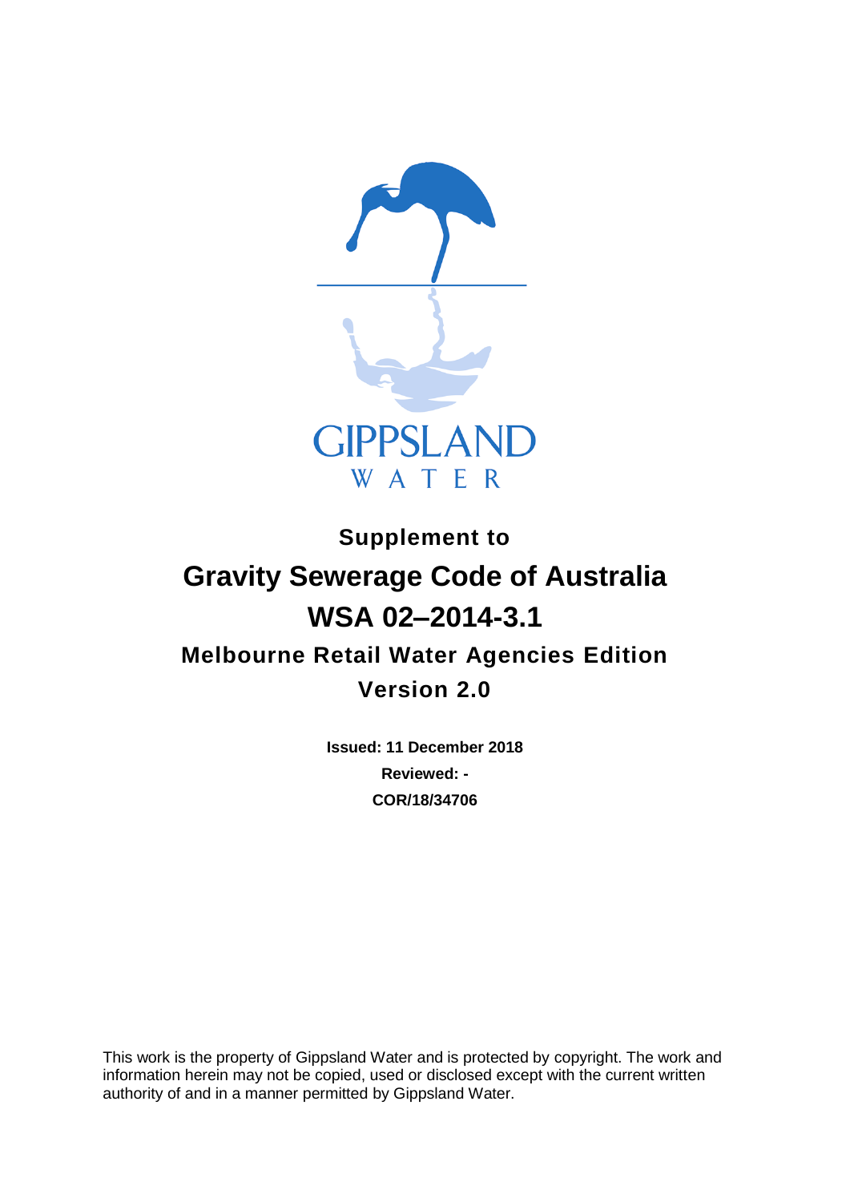GIPPSLAND
WATER

# Supplement to
# Gravity Sewerage Code of Australia
# WSA 02–2014-3.1

## Melbourne Retail Water Agencies Edition
## Version 2.0

**Issued: 11 December 2018**

**Reviewed: -**

**COR/18/34706**

This work is the property of Gippsland Water and is protected by copyright. The work and information herein may not be copied, used or disclosed except with the current written authority of and in a manner permitted by Gippsland Water.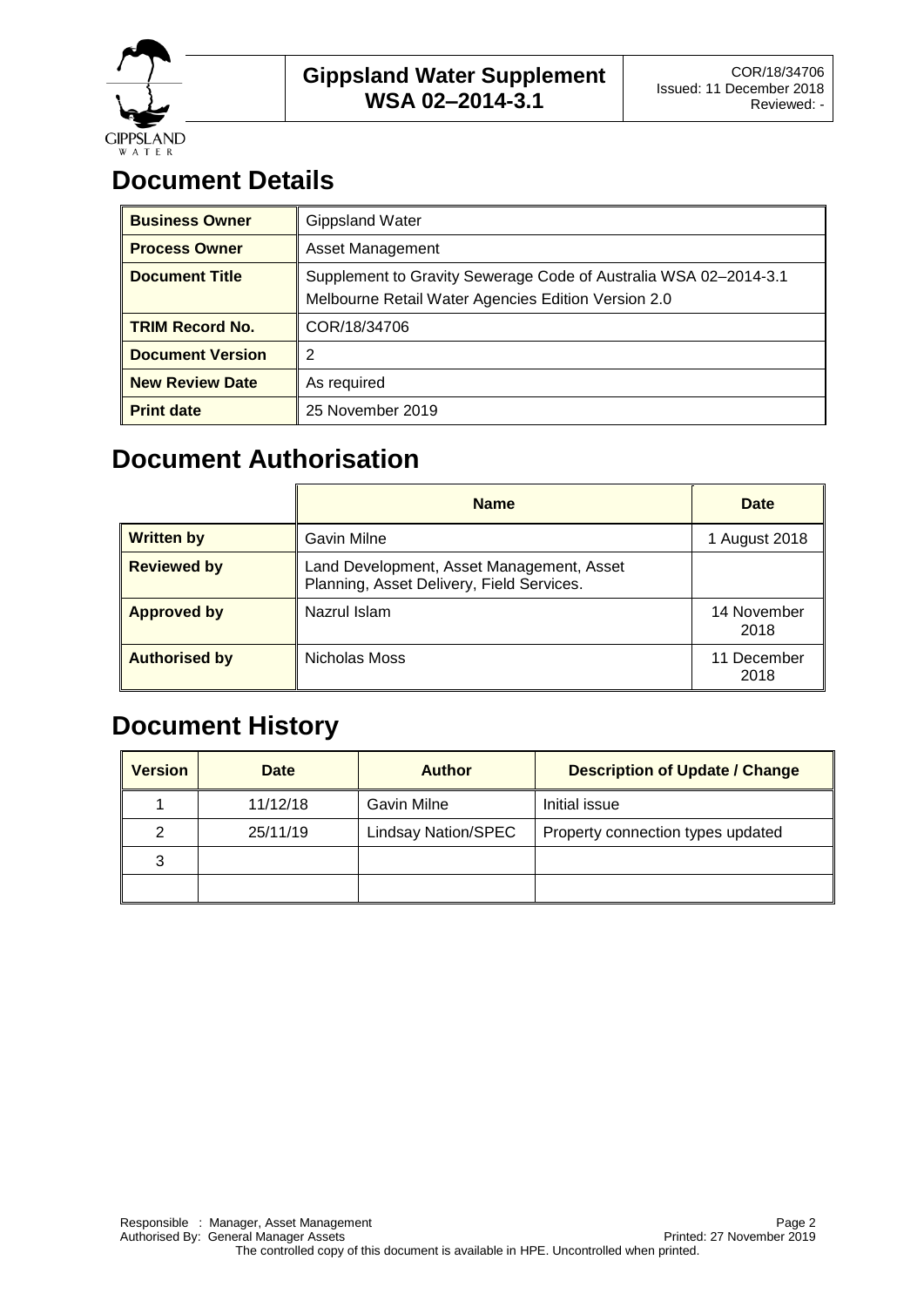# Document Details

| Business Owner | Gippsland Water |
|---|---|
| Process Owner | Asset Management |
| Document Title | Supplement to Gravity Sewerage Code of Australia WSA 02–2014-3.1 Melbourne Retail Water Agencies Edition Version 2.0 |
| TRIM Record No. | COR/18/34706 |
| Document Version | 2 |
| New Review Date | As required |
| Print date | 25 November 2019 |

# Document Authorisation

| | Name | Date |
|---|---|---|
| Written by | Gavin Milne | 1 August 2018 |
| Reviewed by | Land Development, Asset Management, Asset Planning, Asset Delivery, Field Services. | |
| Approved by | Nazrul Islam | 14 November 2018 |
| Authorised by | Nicholas Moss | 11 December 2018 |

# Document History

| Version | Date | Author | Description of Update / Change |
|---|---|---|---|
| 1 | 11/12/18 | Gavin Milne | Initial issue |
| 2 | 25/11/19 | Lindsay Nation/SPEC | Property connection types updated |
| 3 | | | |
| | | | |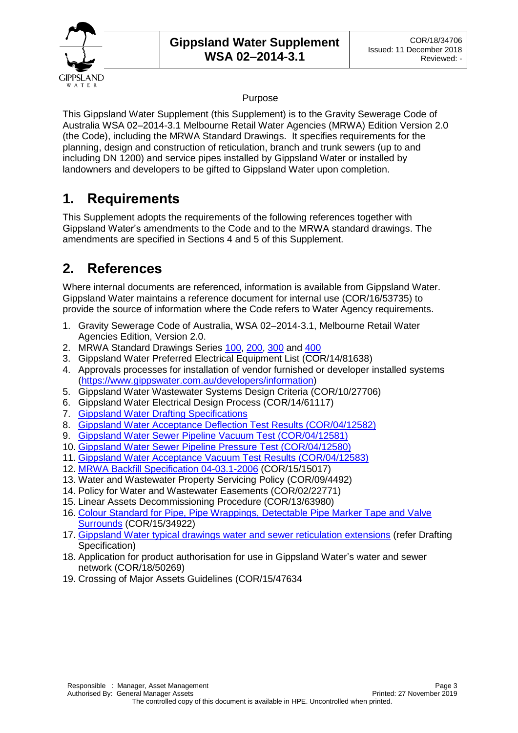Purpose

This Gippsland Water Supplement (this Supplement) is to the Gravity Sewerage Code of Australia WSA 02–2014-3.1 Melbourne Retail Water Agencies (MRWA) Edition Version 2.0 (the Code), including the MRWA Standard Drawings. It specifies requirements for the planning, design and construction of reticulation, branch and trunk sewers (up to and including DN 1200) and service pipes installed by Gippsland Water or installed by landowners and developers to be gifted to Gippsland Water upon completion.

# 1. Requirements

This Supplement adopts the requirements of the following references together with Gippsland Water's amendments to the Code and to the MRWA standard drawings. The amendments are specified in Sections 4 and 5 of this Supplement.

# 2. References

Where internal documents are referenced, information is available from Gippsland Water. Gippsland Water maintains a reference document for internal use (COR/16/53735) to provide the source of information where the Code refers to Water Agency requirements.

1. Gravity Sewerage Code of Australia, WSA 02–2014-3.1, Melbourne Retail Water Agencies Edition, Version 2.0.
2. MRWA Standard Drawings Series 100, 200, 300 and 400
3. Gippsland Water Preferred Electrical Equipment List (COR/14/81638)
4. Approvals processes for installation of vendor furnished or developer installed systems (https://www.gippswater.com.au/developers/information)
5. Gippsland Water Wastewater Systems Design Criteria (COR/10/27706)
6. Gippsland Water Electrical Design Process (COR/14/61117)
7. Gippsland Water Drafting Specifications
8. Gippsland Water Acceptance Deflection Test Results (COR/04/12582)
9. Gippsland Water Sewer Pipeline Vacuum Test (COR/04/12581)
10. Gippsland Water Sewer Pipeline Pressure Test (COR/04/12580)
11. Gippsland Water Acceptance Vacuum Test Results (COR/04/12583)
12. MRWA Backfill Specification 04-03.1-2006 (COR/15/15017)
13. Water and Wastewater Property Servicing Policy (COR/09/4492)
14. Policy for Water and Wastewater Easements (COR/02/22771)
15. Linear Assets Decommissioning Procedure (COR/13/63980)
16. Colour Standard for Pipe, Pipe Wrappings, Detectable Pipe Marker Tape and Valve Surrounds (COR/15/34922)
17. Gippsland Water typical drawings water and sewer reticulation extensions (refer Drafting Specification)
18. Application for product authorisation for use in Gippsland Water's water and sewer network (COR/18/50269)
19. Crossing of Major Assets Guidelines (COR/15/47634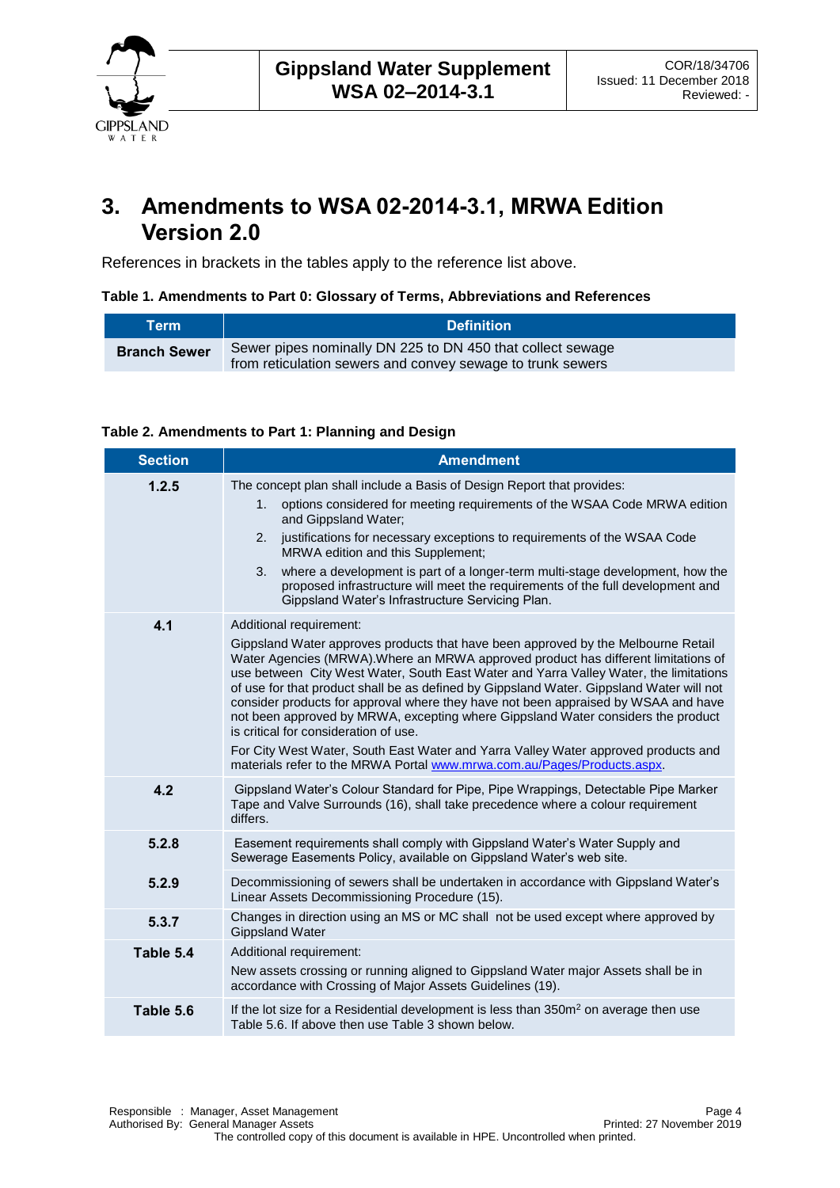# 3. Amendments to WSA 02-2014-3.1, MRWA Edition Version 2.0

References in brackets in the tables apply to the reference list above.

**Table 1. Amendments to Part 0: Glossary of Terms, Abbreviations and References**

| Term | Definition |
|---|---|
| **Branch Sewer** | Sewer pipes nominally DN 225 to DN 450 that collect sewage from reticulation sewers and convey sewage to trunk sewers |

**Table 2. Amendments to Part 1: Planning and Design**

| Section | Amendment |
|---|---|
| **1.2.5** | The concept plan shall include a Basis of Design Report that provides:<br>1. options considered for meeting requirements of the WSAA Code MRWA edition and Gippsland Water;<br>2. justifications for necessary exceptions to requirements of the WSAA Code MRWA edition and this Supplement;<br>3. where a development is part of a longer-term multi-stage development, how the proposed infrastructure will meet the requirements of the full development and Gippsland Water's Infrastructure Servicing Plan. |
| **4.1** | Additional requirement:<br>Gippsland Water approves products that have been approved by the Melbourne Retail Water Agencies (MRWA).Where an MRWA approved product has different limitations of use between City West Water, South East Water and Yarra Valley Water, the limitations of use for that product shall be as defined by Gippsland Water. Gippsland Water will not consider products for approval where they have not been appraised by WSAA and have not been approved by MRWA, excepting where Gippsland Water considers the product is critical for consideration of use.<br>For City West Water, South East Water and Yarra Valley Water approved products and materials refer to the MRWA Portal www.mrwa.com.au/Pages/Products.aspx. |
| **4.2** | Gippsland Water's Colour Standard for Pipe, Pipe Wrappings, Detectable Pipe Marker Tape and Valve Surrounds (16), shall take precedence where a colour requirement differs. |
| **5.2.8** | Easement requirements shall comply with Gippsland Water's Water Supply and Sewerage Easements Policy, available on Gippsland Water's web site. |
| **5.2.9** | Decommissioning of sewers shall be undertaken in accordance with Gippsland Water's Linear Assets Decommissioning Procedure (15). |
| **5.3.7** | Changes in direction using an MS or MC shall not be used except where approved by Gippsland Water |
| **Table 5.4** | Additional requirement:<br>New assets crossing or running aligned to Gippsland Water major Assets shall be in accordance with Crossing of Major Assets Guidelines (19). |
| **Table 5.6** | If the lot size for a Residential development is less than 350m$^2$ on average then use Table 5.6. If above then use Table 3 shown below. |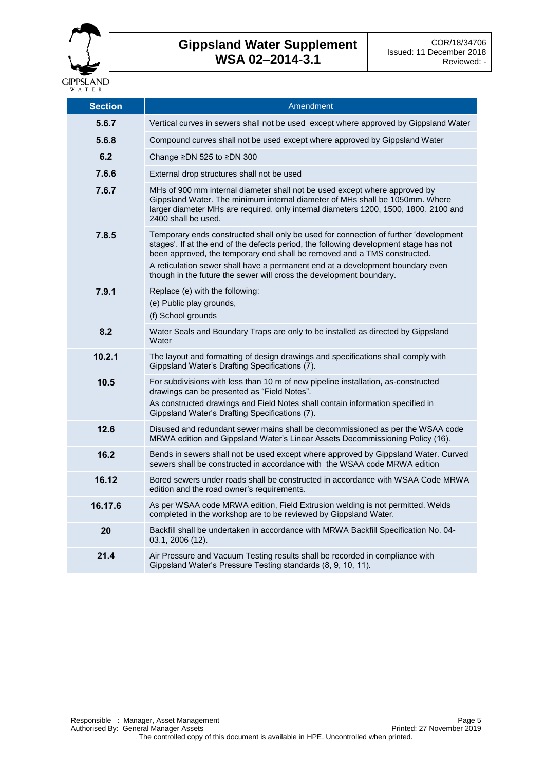| Section | Amendment |
|---|---|
| **5.6.7** | Vertical curves in sewers shall not be used except where approved by Gippsland Water |
| **5.6.8** | Compound curves shall not be used except where approved by Gippsland Water |
| **6.2** | Change ≥DN 525 to ≥DN 300 |
| **7.6.6** | External drop structures shall not be used |
| **7.6.7** | MHs of 900 mm internal diameter shall not be used except where approved by Gippsland Water. The minimum internal diameter of MHs shall be 1050mm. Where larger diameter MHs are required, only internal diameters 1200, 1500, 1800, 2100 and 2400 shall be used. |
| **7.8.5** | Temporary ends constructed shall only be used for connection of further 'development stages'. If at the end of the defects period, the following development stage has not been approved, the temporary end shall be removed and a TMS constructed.<br>A reticulation sewer shall have a permanent end at a development boundary even though in the future the sewer will cross the development boundary. |
| **7.9.1** | Replace (e) with the following:<br>(e) Public play grounds,<br>(f) School grounds |
| **8.2** | Water Seals and Boundary Traps are only to be installed as directed by Gippsland Water |
| **10.2.1** | The layout and formatting of design drawings and specifications shall comply with Gippsland Water's Drafting Specifications (7). |
| **10.5** | For subdivisions with less than 10 m of new pipeline installation, as-constructed drawings can be presented as "Field Notes".<br>As constructed drawings and Field Notes shall contain information specified in Gippsland Water's Drafting Specifications (7). |
| **12.6** | Disused and redundant sewer mains shall be decommissioned as per the WSAA code MRWA edition and Gippsland Water's Linear Assets Decommissioning Policy (16). |
| **16.2** | Bends in sewers shall not be used except where approved by Gippsland Water. Curved sewers shall be constructed in accordance with the WSAA code MRWA edition |
| **16.12** | Bored sewers under roads shall be constructed in accordance with WSAA Code MRWA edition and the road owner's requirements. |
| **16.17.6** | As per WSAA code MRWA edition, Field Extrusion welding is not permitted. Welds completed in the workshop are to be reviewed by Gippsland Water. |
| **20** | Backfill shall be undertaken in accordance with MRWA Backfill Specification No. 04-03.1, 2006 (12). |
| **21.4** | Air Pressure and Vacuum Testing results shall be recorded in compliance with Gippsland Water's Pressure Testing standards (8, 9, 10, 11). |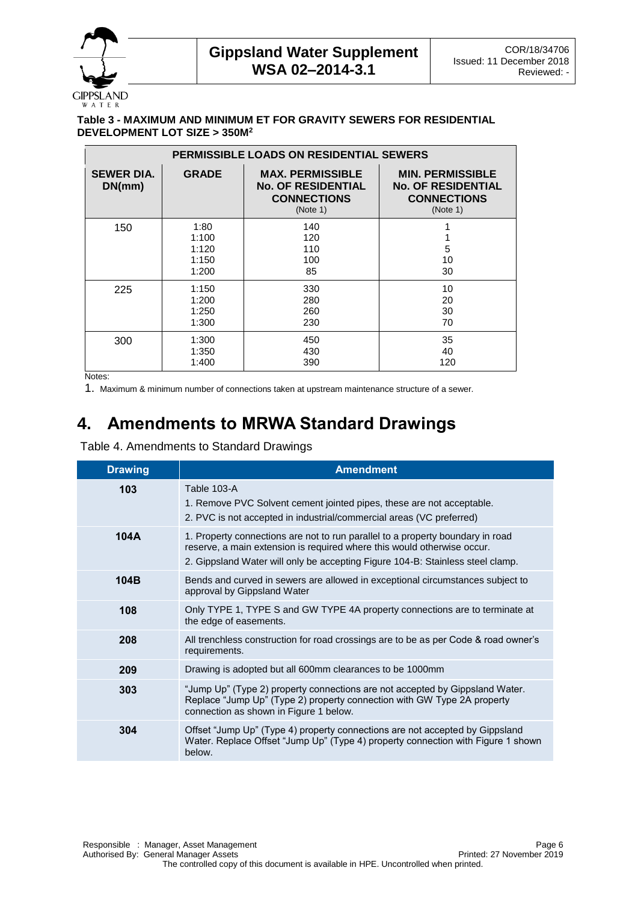**Table 3 - MAXIMUM AND MINIMUM ET FOR GRAVITY SEWERS FOR RESIDENTIAL DEVELOPMENT LOT SIZE > 350M$^2$**

| PERMISSIBLE LOADS ON RESIDENTIAL SEWERS | | | |
|---|---|---|---|
| SEWER DIA. DN(mm) | GRADE | MAX. PERMISSIBLE No. OF RESIDENTIAL CONNECTIONS (Note 1) | MIN. PERMISSIBLE No. OF RESIDENTIAL CONNECTIONS (Note 1) |
| 150 | 1:80 | 140 | 1 |
| | 1:100 | 120 | 1 |
| | 1:120 | 110 | 5 |
| | 1:150 | 100 | 10 |
| | 1:200 | 85 | 30 |
| 225 | 1:150 | 330 | 10 |
| | 1:200 | 280 | 20 |
| | 1:250 | 260 | 30 |
| | 1:300 | 230 | 70 |
| 300 | 1:300 | 450 | 35 |
| | 1:350 | 430 | 40 |
| | 1:400 | 390 | 120 |

Notes:

1. Maximum & minimum number of connections taken at upstream maintenance structure of a sewer.

# 4. Amendments to MRWA Standard Drawings

Table 4. Amendments to Standard Drawings

| Drawing | Amendment |
|---|---|
| **103** | Table 103-A<br>1. Remove PVC Solvent cement jointed pipes, these are not acceptable.<br>2. PVC is not accepted in industrial/commercial areas (VC preferred) |
| **104A** | 1. Property connections are not to run parallel to a property boundary in road reserve, a main extension is required where this would otherwise occur.<br>2. Gippsland Water will only be accepting Figure 104-B: Stainless steel clamp. |
| **104B** | Bends and curved in sewers are allowed in exceptional circumstances subject to approval by Gippsland Water |
| **108** | Only TYPE 1, TYPE S and GW TYPE 4A property connections are to terminate at the edge of easements. |
| **208** | All trenchless construction for road crossings are to be as per Code & road owner's requirements. |
| **209** | Drawing is adopted but all 600mm clearances to be 1000mm |
| **303** | "Jump Up" (Type 2) property connections are not accepted by Gippsland Water. Replace "Jump Up" (Type 2) property connection with GW Type 2A property connection as shown in Figure 1 below. |
| **304** | Offset "Jump Up" (Type 4) property connections are not accepted by Gippsland Water. Replace Offset "Jump Up" (Type 4) property connection with Figure 1 shown below. |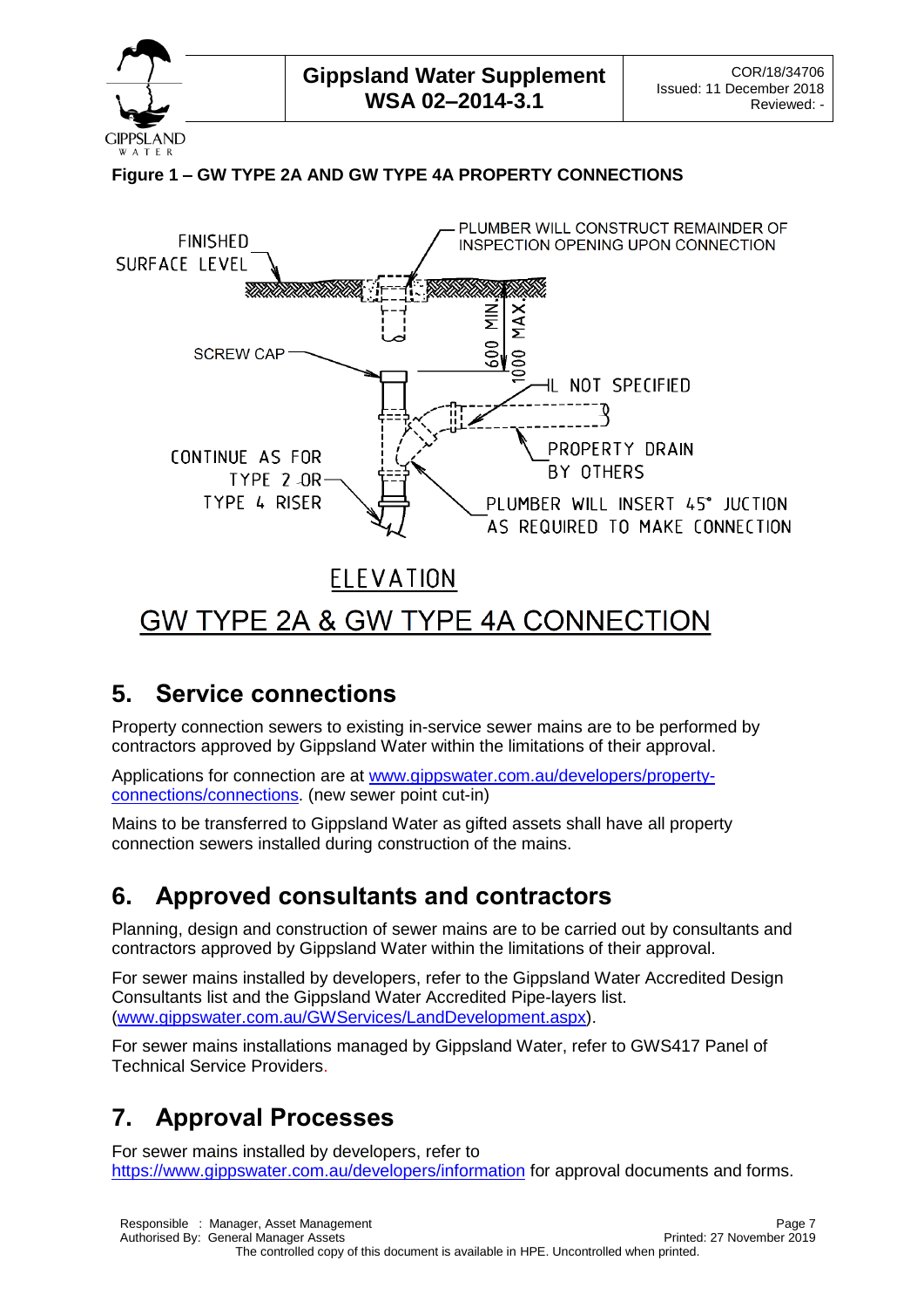**Figure 1 – GW TYPE 2A AND GW TYPE 4A PROPERTY CONNECTIONS**

FINISHED SURFACE LEVEL

PLUMBER WILL CONSTRUCT REMAINDER OF INSPECTION OPENING UPON CONNECTION

600 MIN

1000 MAX

SCREW CAP

IL NOT SPECIFIED

PROPERTY DRAIN BY OTHERS

CONTINUE AS FOR TYPE 2 OR TYPE 4 RISER

PLUMBER WILL INSERT 45° JUCTION AS REQUIRED TO MAKE CONNECTION

ELEVATION

GW TYPE 2A & GW TYPE 4A CONNECTION

## 5. Service connections

Property connection sewers to existing in-service sewer mains are to be performed by contractors approved by Gippsland Water within the limitations of their approval.

Applications for connection are at www.gippswater.com.au/developers/property-connections/connections. (new sewer point cut-in)

Mains to be transferred to Gippsland Water as gifted assets shall have all property connection sewers installed during construction of the mains.

## 6. Approved consultants and contractors

Planning, design and construction of sewer mains are to be carried out by consultants and contractors approved by Gippsland Water within the limitations of their approval.

For sewer mains installed by developers, refer to the Gippsland Water Accredited Design Consultants list and the Gippsland Water Accredited Pipe-layers list. (www.gippswater.com.au/GWServices/LandDevelopment.aspx).

For sewer mains installations managed by Gippsland Water, refer to GWS417 Panel of Technical Service Providers.

## 7. Approval Processes

For sewer mains installed by developers, refer to https://www.gippswater.com.au/developers/information for approval documents and forms.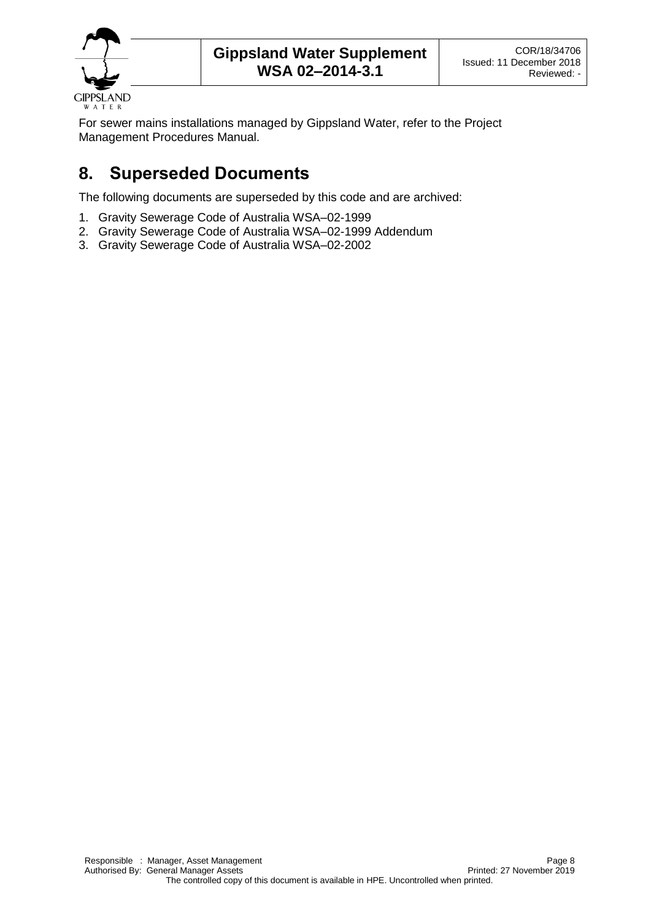For sewer mains installations managed by Gippsland Water, refer to the Project Management Procedures Manual.

## 8. Superseded Documents

The following documents are superseded by this code and are archived:

1. Gravity Sewerage Code of Australia WSA–02-1999
2. Gravity Sewerage Code of Australia WSA–02-1999 Addendum
3. Gravity Sewerage Code of Australia WSA–02-2002